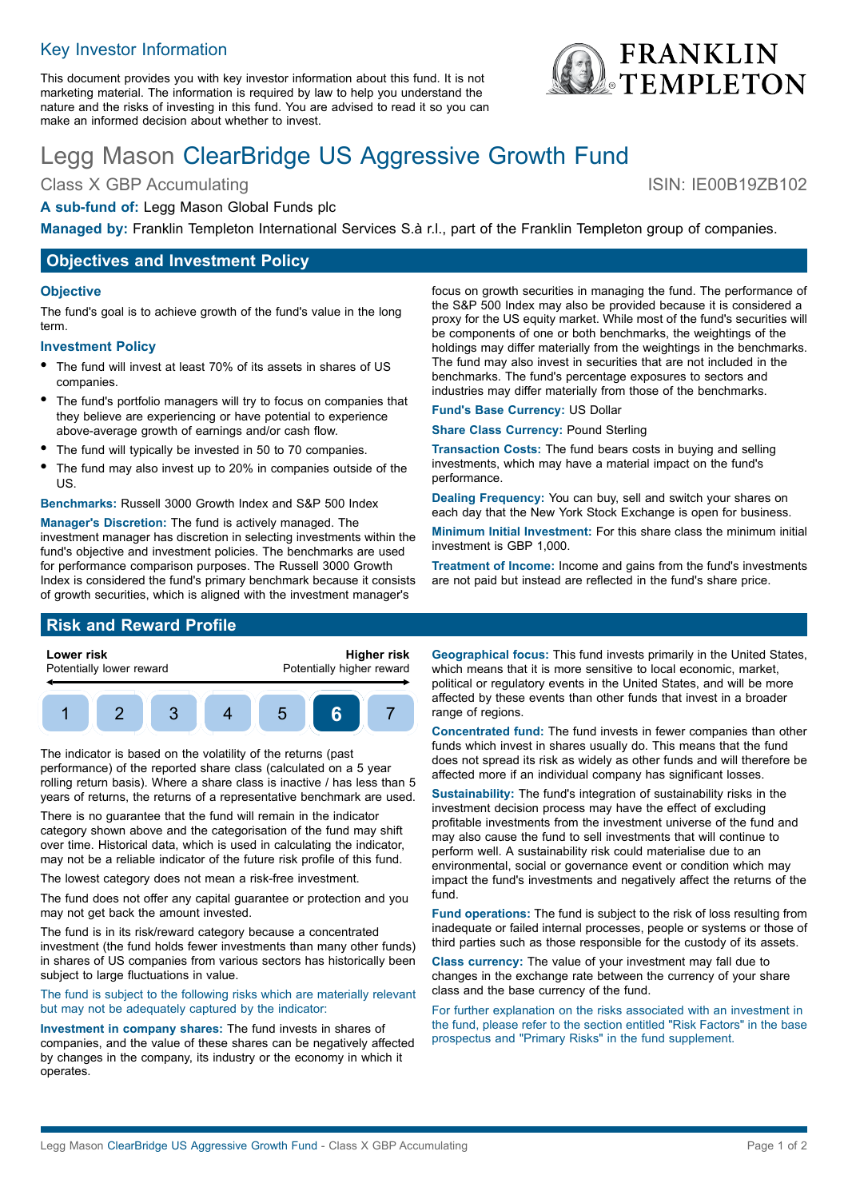## Key Investor Information

This document provides you with key investor information about this fund. It is not marketing material. The information is required by law to help you understand the nature and the risks of investing in this fund. You are advised to read it so you can make an informed decision about whether to invest.

# Legg Mason ClearBridge US Aggressive Growth Fund

Class X GBP Accumulating

ISIN: IE00B19ZB102

**A sub-fund of:** Legg Mason Global Funds plc

**Managed by:** Franklin Templeton International Services S.à r.l., part of the Franklin Templeton group of companies.

## Objectives and Investment Policy

### Objective

The fund's goal is to achieve growth of the fund's value in the long term.

### Investment Policy

- The fund will invest at least 70% of its assets in shares of US companies.
- The fund's portfolio managers will try to focus on companies that they believe are experiencing or have potential to experience above-average growth of earnings and/or cash flow.
- The fund will typically be invested in 50 to 70 companies.
- The fund may also invest up to 20% in companies outside of the US.

**Benchmarks:** Russell 3000 Growth Index and S&P 500 Index

**Manager's Discretion:** The fund is actively managed. The investment manager has discretion in selecting investments within the fund's objective and investment policies. The benchmarks are used for performance comparison purposes. The Russell 3000 Growth Index is considered the fund's primary benchmark because it consists of growth securities, which is aligned with the investment manager's focus on growth securities in managing the fund. The performance of the S&P 500 Index may also be provided because it is considered a proxy for the US equity market. While most of the fund's securities will be components of one or both benchmarks, the weightings of the holdings may differ materially from the weightings in the benchmarks. The fund may also invest in securities that are not included in the benchmarks. The fund's percentage exposures to sectors and industries may differ materially from those of the benchmarks.

**Fund's Base Currency:** US Dollar

**Share Class Currency:** Pound Sterling

**Transaction Costs:** The fund bears costs in buying and selling investments, which may have a material impact on the fund's performance.

**Dealing Frequency:** You can buy, sell and switch your shares on each day that the New York Stock Exchange is open for business.

**Minimum Initial Investment:** For this share class the minimum initial investment is GBP 1,000.

**Treatment of Income:** Income and gains from the fund's investments are not paid but instead are reflected in the fund's share price.

## Risk and Reward Profile

| **Lower risk** Potentially lower reward | | | | | | **Higher risk** Potentially higher reward |
|---|---|---|---|---|---|---|
| 1 | 2 | 3 | 4 | 5 | **6** | 7 |

The indicator is based on the volatility of the returns (past performance) of the reported share class (calculated on a 5 year rolling return basis). Where a share class is inactive / has less than 5 years of returns, the returns of a representative benchmark are used.

There is no guarantee that the fund will remain in the indicator category shown above and the categorisation of the fund may shift over time. Historical data, which is used in calculating the indicator, may not be a reliable indicator of the future risk profile of this fund.

The lowest category does not mean a risk-free investment.

The fund does not offer any capital guarantee or protection and you may not get back the amount invested.

The fund is in its risk/reward category because a concentrated investment (the fund holds fewer investments than many other funds) in shares of US companies from various sectors has historically been subject to large fluctuations in value.

The fund is subject to the following risks which are materially relevant but may not be adequately captured by the indicator:

**Investment in company shares:** The fund invests in shares of companies, and the value of these shares can be negatively affected by changes in the company, its industry or the economy in which it operates.

**Geographical focus:** This fund invests primarily in the United States, which means that it is more sensitive to local economic, market, political or regulatory events in the United States, and will be more affected by these events than other funds that invest in a broader range of regions.

**Concentrated fund:** The fund invests in fewer companies than other funds which invest in shares usually do. This means that the fund does not spread its risk as widely as other funds and will therefore be affected more if an individual company has significant losses.

**Sustainability:** The fund's integration of sustainability risks in the investment decision process may have the effect of excluding profitable investments from the investment universe of the fund and may also cause the fund to sell investments that will continue to perform well. A sustainability risk could materialise due to an environmental, social or governance event or condition which may impact the fund's investments and negatively affect the returns of the fund.

**Fund operations:** The fund is subject to the risk of loss resulting from inadequate or failed internal processes, people or systems or those of third parties such as those responsible for the custody of its assets.

**Class currency:** The value of your investment may fall due to changes in the exchange rate between the currency of your share class and the base currency of the fund.

For further explanation on the risks associated with an investment in the fund, please refer to the section entitled "Risk Factors" in the base prospectus and "Primary Risks" in the fund supplement.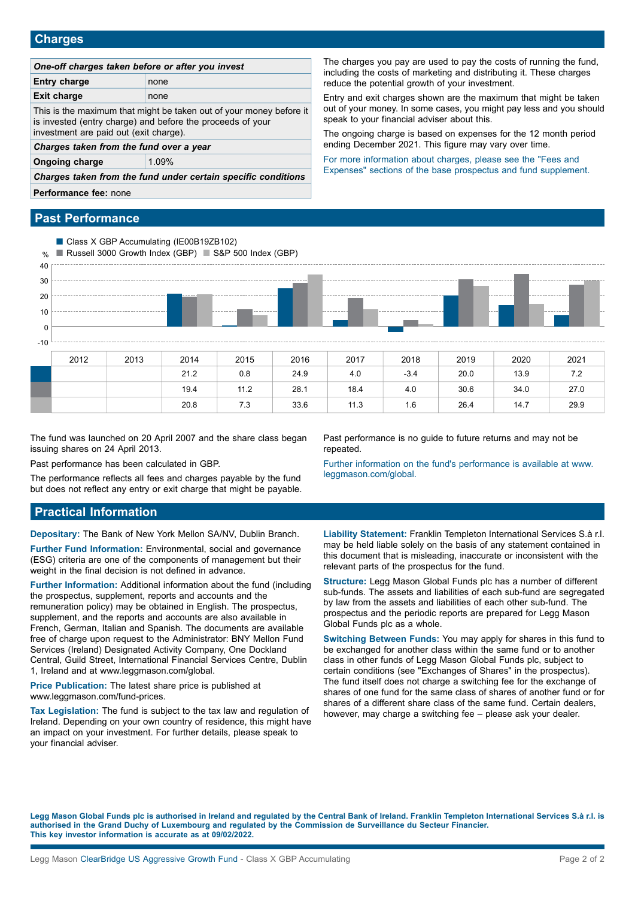## Charges

| *One-off charges taken before or after you invest* | |
|---|---|
| **Entry charge** | none |
| **Exit charge** | none |
| This is the maximum that might be taken out of your money before it is invested (entry charge) and before the proceeds of your investment are paid out (exit charge). | |
| ***Charges taken from the fund over a year*** | |
| **Ongoing charge** | 1.09% |
| ***Charges taken from the fund under certain specific conditions*** | |
| **Performance fee:** none | |

The charges you pay are used to pay the costs of running the fund, including the costs of marketing and distributing it. These charges reduce the potential growth of your investment.

Entry and exit charges shown are the maximum that might be taken out of your money. In some cases, you might pay less and you should speak to your financial adviser about this.

The ongoing charge is based on expenses for the 12 month period ending December 2021. This figure may vary over time.

For more information about charges, please see the "Fees and Expenses" sections of the base prospectus and fund supplement.

## Past Performance

Class X GBP Accumulating (IE00B19ZB102)
Russell 3000 Growth Index (GBP)
S&P 500 Index (GBP)

%
40
30
20
10
0
-10

| | 2012 | 2013 | 2014 | 2015 | 2016 | 2017 | 2018 | 2019 | 2020 | 2021 |
|---|---|---|---|---|---|---|---|---|---|---|
| Class X GBP Accumulating | | | 21.2 | 0.8 | 24.9 | 4.0 | -3.4 | 20.0 | 13.9 | 7.2 |
| Russell 3000 Growth Index (GBP) | | | 19.4 | 11.2 | 28.1 | 18.4 | 4.0 | 30.6 | 34.0 | 27.0 |
| S&P 500 Index (GBP) | | | 20.8 | 7.3 | 33.6 | 11.3 | 1.6 | 26.4 | 14.7 | 29.9 |

The fund was launched on 20 April 2007 and the share class began issuing shares on 24 April 2013.

Past performance has been calculated in GBP.

The performance reflects all fees and charges payable by the fund but does not reflect any entry or exit charge that might be payable.

Past performance is no guide to future returns and may not be repeated.

Further information on the fund's performance is available at www.leggmason.com/global.

## Practical Information

**Depositary:** The Bank of New York Mellon SA/NV, Dublin Branch.

**Further Fund Information:** Environmental, social and governance (ESG) criteria are one of the components of management but their weight in the final decision is not defined in advance.

**Further Information:** Additional information about the fund (including the prospectus, supplement, reports and accounts and the remuneration policy) may be obtained in English. The prospectus, supplement, and the reports and accounts are also available in French, German, Italian and Spanish. The documents are available free of charge upon request to the Administrator: BNY Mellon Fund Services (Ireland) Designated Activity Company, One Dockland Central, Guild Street, International Financial Services Centre, Dublin 1, Ireland and at www.leggmason.com/global.

**Price Publication:** The latest share price is published at www.leggmason.com/fund-prices.

**Tax Legislation:** The fund is subject to the tax law and regulation of Ireland. Depending on your own country of residence, this might have an impact on your investment. For further details, please speak to your financial adviser.

**Liability Statement:** Franklin Templeton International Services S.à r.l. may be held liable solely on the basis of any statement contained in this document that is misleading, inaccurate or inconsistent with the relevant parts of the prospectus for the fund.

**Structure:** Legg Mason Global Funds plc has a number of different sub-funds. The assets and liabilities of each sub-fund are segregated by law from the assets and liabilities of each other sub-fund. The prospectus and the periodic reports are prepared for Legg Mason Global Funds plc as a whole.

**Switching Between Funds:** You may apply for shares in this fund to be exchanged for another class within the same fund or to another class in other funds of Legg Mason Global Funds plc, subject to certain conditions (see "Exchanges of Shares" in the prospectus). The fund itself does not charge a switching fee for the exchange of shares of one fund for the same class of shares of another fund or for shares of a different share class of the same fund. Certain dealers, however, may charge a switching fee – please ask your dealer.

**Legg Mason Global Funds plc is authorised in Ireland and regulated by the Central Bank of Ireland. Franklin Templeton International Services S.à r.l. is authorised in the Grand Duchy of Luxembourg and regulated by the Commission de Surveillance du Secteur Financier.**
**This key investor information is accurate as at 09/02/2022.**